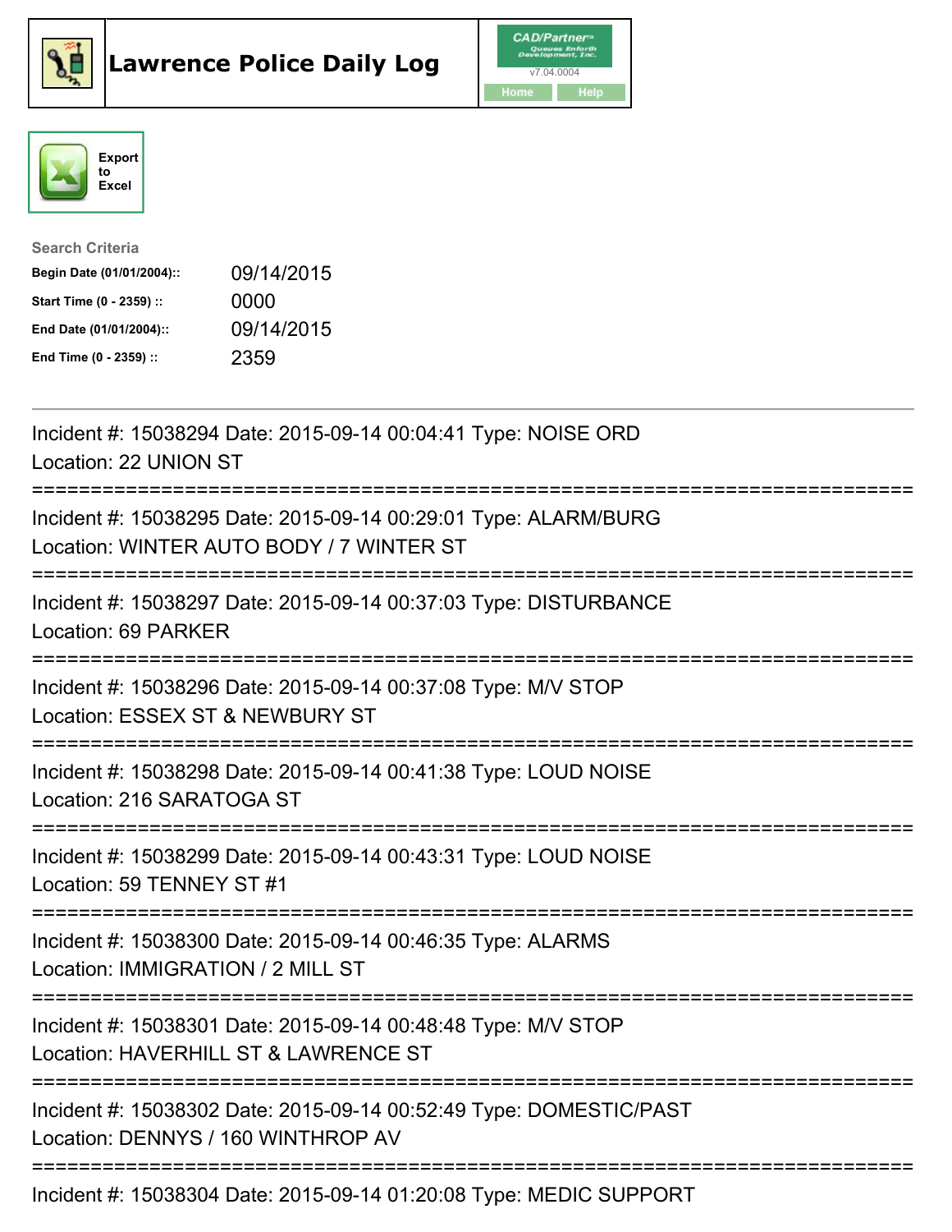# Lawrence Police Daily Log

CAD/Partner v7.04.0004

Home | Help

Export to Excel

**Search Criteria**

| | |
|---|---|
| **Begin Date (01/01/2004)::** | 09/14/2015 |
| **Start Time (0 - 2359) ::** | 0000 |
| **End Date (01/01/2004)::** | 09/14/2015 |
| **End Time (0 - 2359) ::** | 2359 |

---

Incident #: 15038294 Date: 2015-09-14 00:04:41 Type: NOISE ORD
Location: 22 UNION ST

===========================================================================

Incident #: 15038295 Date: 2015-09-14 00:29:01 Type: ALARM/BURG
Location: WINTER AUTO BODY / 7 WINTER ST

===========================================================================

Incident #: 15038297 Date: 2015-09-14 00:37:03 Type: DISTURBANCE
Location: 69 PARKER

===========================================================================

Incident #: 15038296 Date: 2015-09-14 00:37:08 Type: M/V STOP
Location: ESSEX ST & NEWBURY ST

===========================================================================

Incident #: 15038298 Date: 2015-09-14 00:41:38 Type: LOUD NOISE
Location: 216 SARATOGA ST

===========================================================================

Incident #: 15038299 Date: 2015-09-14 00:43:31 Type: LOUD NOISE
Location: 59 TENNEY ST #1

===========================================================================

Incident #: 15038300 Date: 2015-09-14 00:46:35 Type: ALARMS
Location: IMMIGRATION / 2 MILL ST

===========================================================================

Incident #: 15038301 Date: 2015-09-14 00:48:48 Type: M/V STOP
Location: HAVERHILL ST & LAWRENCE ST

===========================================================================

Incident #: 15038302 Date: 2015-09-14 00:52:49 Type: DOMESTIC/PAST
Location: DENNYS / 160 WINTHROP AV

===========================================================================

Incident #: 15038304 Date: 2015-09-14 01:20:08 Type: MEDIC SUPPORT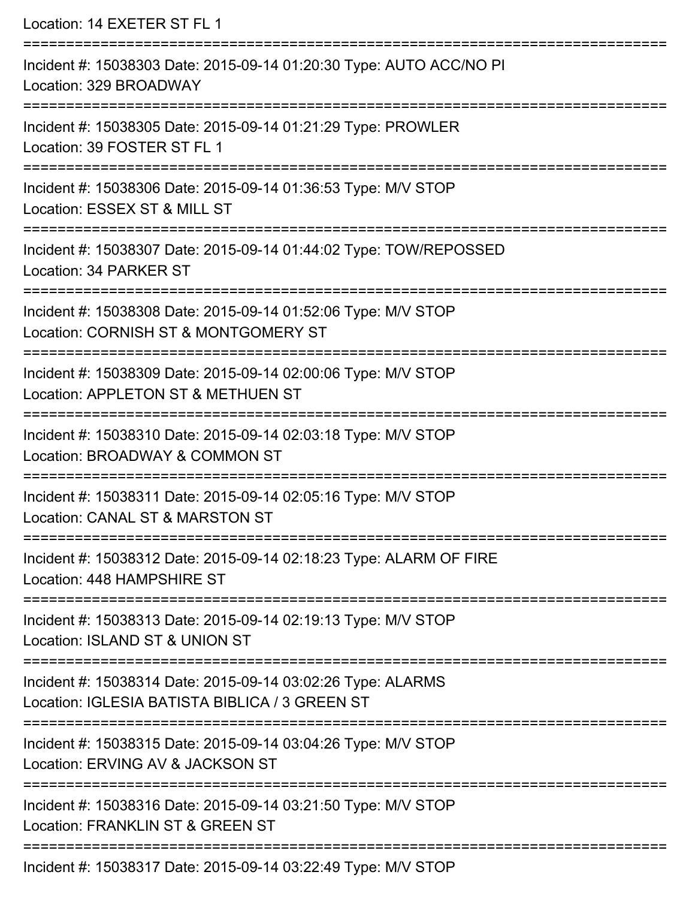Location: 14 EXETER ST FL 1

===========================================================================

Incident #: 15038303 Date: 2015-09-14 01:20:30 Type: AUTO ACC/NO PI
Location: 329 BROADWAY

===========================================================================

Incident #: 15038305 Date: 2015-09-14 01:21:29 Type: PROWLER
Location: 39 FOSTER ST FL 1

===========================================================================

Incident #: 15038306 Date: 2015-09-14 01:36:53 Type: M/V STOP
Location: ESSEX ST & MILL ST

===========================================================================

Incident #: 15038307 Date: 2015-09-14 01:44:02 Type: TOW/REPOSSED
Location: 34 PARKER ST

===========================================================================

Incident #: 15038308 Date: 2015-09-14 01:52:06 Type: M/V STOP
Location: CORNISH ST & MONTGOMERY ST

===========================================================================

Incident #: 15038309 Date: 2015-09-14 02:00:06 Type: M/V STOP
Location: APPLETON ST & METHUEN ST

===========================================================================

Incident #: 15038310 Date: 2015-09-14 02:03:18 Type: M/V STOP
Location: BROADWAY & COMMON ST

===========================================================================

Incident #: 15038311 Date: 2015-09-14 02:05:16 Type: M/V STOP
Location: CANAL ST & MARSTON ST

===========================================================================

Incident #: 15038312 Date: 2015-09-14 02:18:23 Type: ALARM OF FIRE
Location: 448 HAMPSHIRE ST

===========================================================================

Incident #: 15038313 Date: 2015-09-14 02:19:13 Type: M/V STOP
Location: ISLAND ST & UNION ST

===========================================================================

Incident #: 15038314 Date: 2015-09-14 03:02:26 Type: ALARMS
Location: IGLESIA BATISTA BIBLICA / 3 GREEN ST

===========================================================================

Incident #: 15038315 Date: 2015-09-14 03:04:26 Type: M/V STOP
Location: ERVING AV & JACKSON ST

===========================================================================

Incident #: 15038316 Date: 2015-09-14 03:21:50 Type: M/V STOP
Location: FRANKLIN ST & GREEN ST

===========================================================================

Incident #: 15038317 Date: 2015-09-14 03:22:49 Type: M/V STOP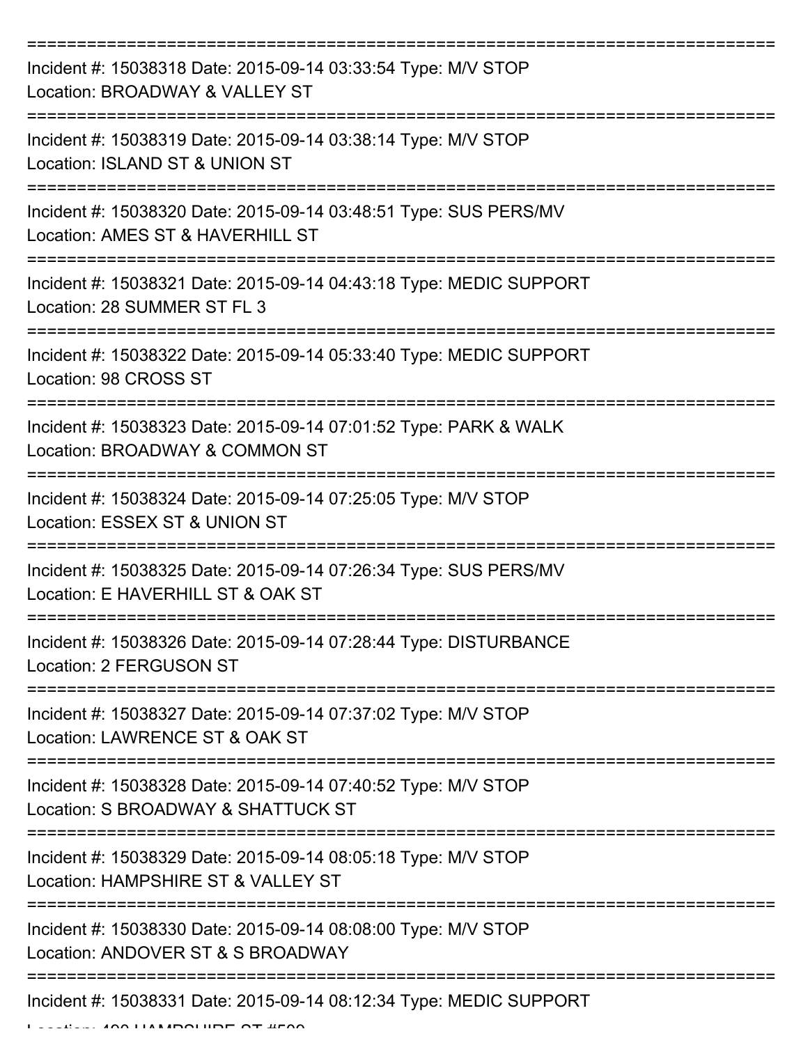Incident #: 15038318 Date: 2015-09-14 03:33:54 Type: M/V STOP
Location: BROADWAY & VALLEY ST

Incident #: 15038319 Date: 2015-09-14 03:38:14 Type: M/V STOP
Location: ISLAND ST & UNION ST

Incident #: 15038320 Date: 2015-09-14 03:48:51 Type: SUS PERS/MV
Location: AMES ST & HAVERHILL ST

Incident #: 15038321 Date: 2015-09-14 04:43:18 Type: MEDIC SUPPORT
Location: 28 SUMMER ST FL 3

Incident #: 15038322 Date: 2015-09-14 05:33:40 Type: MEDIC SUPPORT
Location: 98 CROSS ST

Incident #: 15038323 Date: 2015-09-14 07:01:52 Type: PARK & WALK
Location: BROADWAY & COMMON ST

Incident #: 15038324 Date: 2015-09-14 07:25:05 Type: M/V STOP
Location: ESSEX ST & UNION ST

Incident #: 15038325 Date: 2015-09-14 07:26:34 Type: SUS PERS/MV
Location: E HAVERHILL ST & OAK ST

Incident #: 15038326 Date: 2015-09-14 07:28:44 Type: DISTURBANCE
Location: 2 FERGUSON ST

Incident #: 15038327 Date: 2015-09-14 07:37:02 Type: M/V STOP
Location: LAWRENCE ST & OAK ST

Incident #: 15038328 Date: 2015-09-14 07:40:52 Type: M/V STOP
Location: S BROADWAY & SHATTUCK ST

Incident #: 15038329 Date: 2015-09-14 08:05:18 Type: M/V STOP
Location: HAMPSHIRE ST & VALLEY ST

Incident #: 15038330 Date: 2015-09-14 08:08:00 Type: M/V STOP
Location: ANDOVER ST & S BROADWAY

Incident #: 15038331 Date: 2015-09-14 08:12:34 Type: MEDIC SUPPORT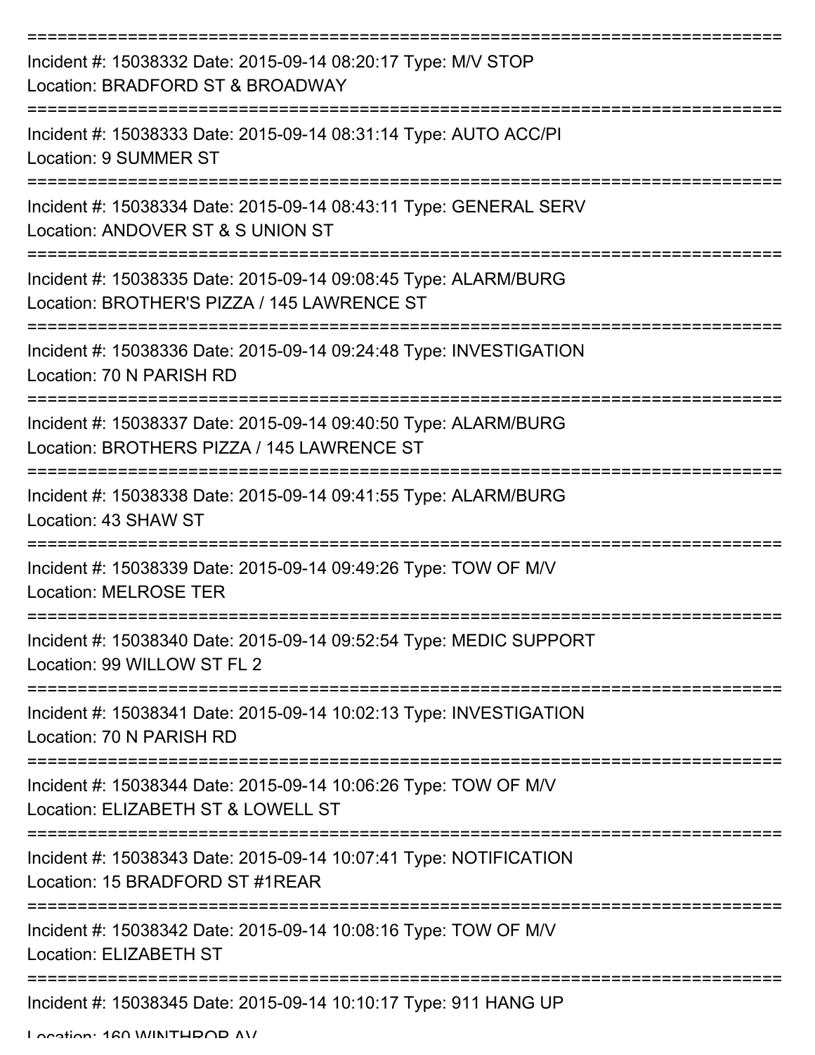Incident #: 15038332 Date: 2015-09-14 08:20:17 Type: M/V STOP
Location: BRADFORD ST & BROADWAY

Incident #: 15038333 Date: 2015-09-14 08:31:14 Type: AUTO ACC/PI
Location: 9 SUMMER ST

Incident #: 15038334 Date: 2015-09-14 08:43:11 Type: GENERAL SERV
Location: ANDOVER ST & S UNION ST

Incident #: 15038335 Date: 2015-09-14 09:08:45 Type: ALARM/BURG
Location: BROTHER'S PIZZA / 145 LAWRENCE ST

Incident #: 15038336 Date: 2015-09-14 09:24:48 Type: INVESTIGATION
Location: 70 N PARISH RD

Incident #: 15038337 Date: 2015-09-14 09:40:50 Type: ALARM/BURG
Location: BROTHERS PIZZA / 145 LAWRENCE ST

Incident #: 15038338 Date: 2015-09-14 09:41:55 Type: ALARM/BURG
Location: 43 SHAW ST

Incident #: 15038339 Date: 2015-09-14 09:49:26 Type: TOW OF M/V
Location: MELROSE TER

Incident #: 15038340 Date: 2015-09-14 09:52:54 Type: MEDIC SUPPORT
Location: 99 WILLOW ST FL 2

Incident #: 15038341 Date: 2015-09-14 10:02:13 Type: INVESTIGATION
Location: 70 N PARISH RD

Incident #: 15038344 Date: 2015-09-14 10:06:26 Type: TOW OF M/V
Location: ELIZABETH ST & LOWELL ST

Incident #: 15038343 Date: 2015-09-14 10:07:41 Type: NOTIFICATION
Location: 15 BRADFORD ST #1REAR

Incident #: 15038342 Date: 2015-09-14 10:08:16 Type: TOW OF M/V
Location: ELIZABETH ST

Incident #: 15038345 Date: 2015-09-14 10:10:17 Type: 911 HANG UP
Location: 160 WINTHROP AV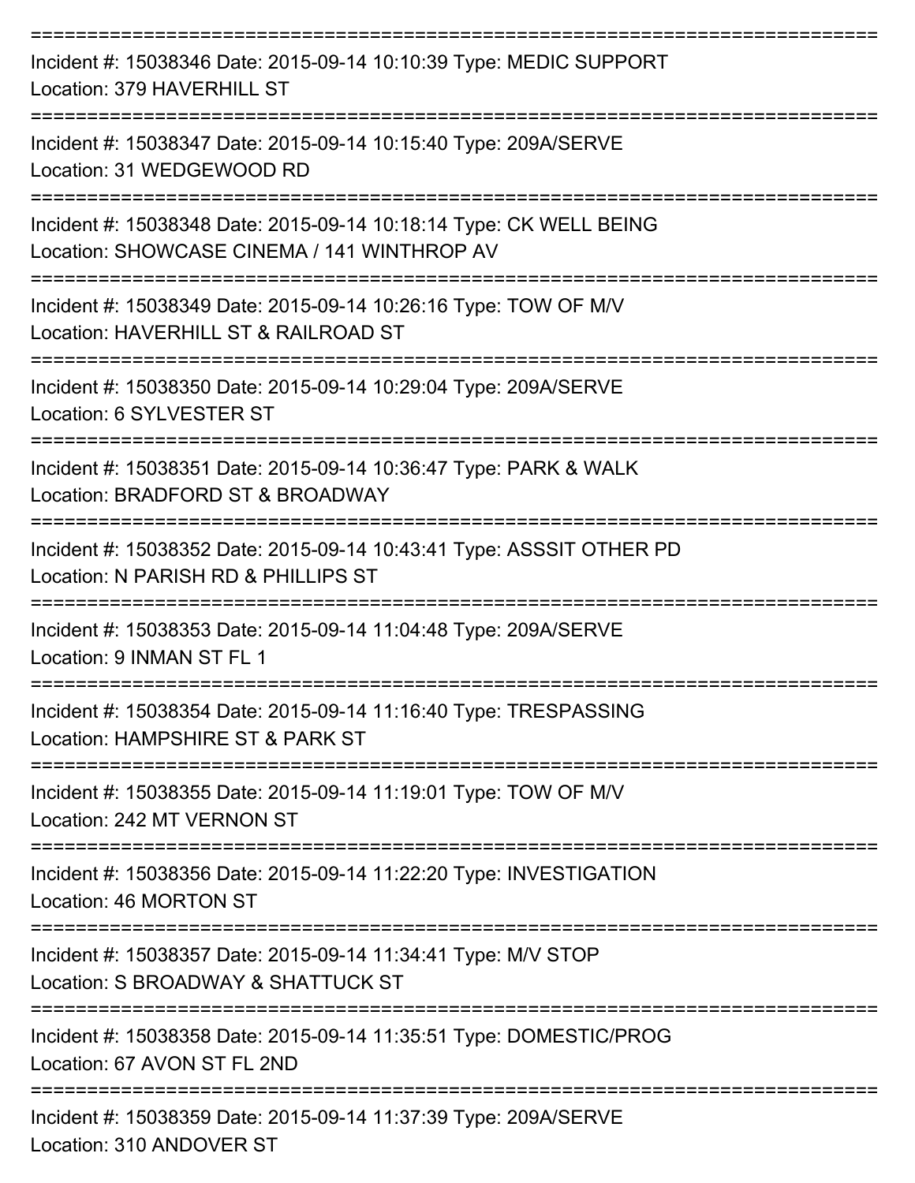===========================================================================

Incident #: 15038346 Date: 2015-09-14 10:10:39 Type: MEDIC SUPPORT
Location: 379 HAVERHILL ST

===========================================================================

Incident #: 15038347 Date: 2015-09-14 10:15:40 Type: 209A/SERVE
Location: 31 WEDGEWOOD RD

===========================================================================

Incident #: 15038348 Date: 2015-09-14 10:18:14 Type: CK WELL BEING
Location: SHOWCASE CINEMA / 141 WINTHROP AV

===========================================================================

Incident #: 15038349 Date: 2015-09-14 10:26:16 Type: TOW OF M/V
Location: HAVERHILL ST & RAILROAD ST

===========================================================================

Incident #: 15038350 Date: 2015-09-14 10:29:04 Type: 209A/SERVE
Location: 6 SYLVESTER ST

===========================================================================

Incident #: 15038351 Date: 2015-09-14 10:36:47 Type: PARK & WALK
Location: BRADFORD ST & BROADWAY

===========================================================================

Incident #: 15038352 Date: 2015-09-14 10:43:41 Type: ASSSIT OTHER PD
Location: N PARISH RD & PHILLIPS ST

===========================================================================

Incident #: 15038353 Date: 2015-09-14 11:04:48 Type: 209A/SERVE
Location: 9 INMAN ST FL 1

===========================================================================

Incident #: 15038354 Date: 2015-09-14 11:16:40 Type: TRESPASSING
Location: HAMPSHIRE ST & PARK ST

===========================================================================

Incident #: 15038355 Date: 2015-09-14 11:19:01 Type: TOW OF M/V
Location: 242 MT VERNON ST

===========================================================================

Incident #: 15038356 Date: 2015-09-14 11:22:20 Type: INVESTIGATION
Location: 46 MORTON ST

===========================================================================

Incident #: 15038357 Date: 2015-09-14 11:34:41 Type: M/V STOP
Location: S BROADWAY & SHATTUCK ST

===========================================================================

Incident #: 15038358 Date: 2015-09-14 11:35:51 Type: DOMESTIC/PROG
Location: 67 AVON ST FL 2ND

===========================================================================

Incident #: 15038359 Date: 2015-09-14 11:37:39 Type: 209A/SERVE
Location: 310 ANDOVER ST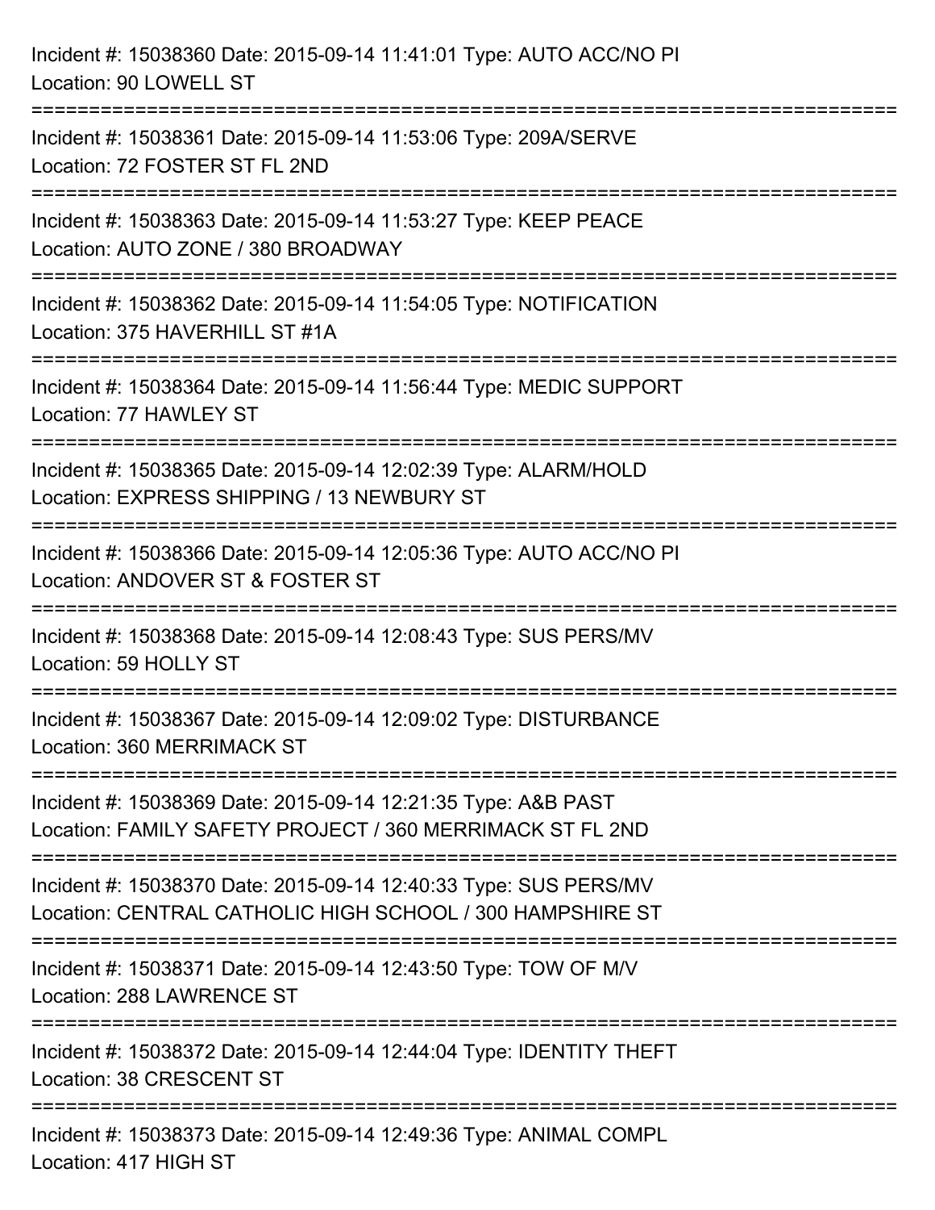Incident #: 15038360 Date: 2015-09-14 11:41:01 Type: AUTO ACC/NO PI
Location: 90 LOWELL ST

===========================================================================

Incident #: 15038361 Date: 2015-09-14 11:53:06 Type: 209A/SERVE
Location: 72 FOSTER ST FL 2ND

===========================================================================

Incident #: 15038363 Date: 2015-09-14 11:53:27 Type: KEEP PEACE
Location: AUTO ZONE / 380 BROADWAY

===========================================================================

Incident #: 15038362 Date: 2015-09-14 11:54:05 Type: NOTIFICATION
Location: 375 HAVERHILL ST #1A

===========================================================================

Incident #: 15038364 Date: 2015-09-14 11:56:44 Type: MEDIC SUPPORT
Location: 77 HAWLEY ST

===========================================================================

Incident #: 15038365 Date: 2015-09-14 12:02:39 Type: ALARM/HOLD
Location: EXPRESS SHIPPING / 13 NEWBURY ST

===========================================================================

Incident #: 15038366 Date: 2015-09-14 12:05:36 Type: AUTO ACC/NO PI
Location: ANDOVER ST & FOSTER ST

===========================================================================

Incident #: 15038368 Date: 2015-09-14 12:08:43 Type: SUS PERS/MV
Location: 59 HOLLY ST

===========================================================================

Incident #: 15038367 Date: 2015-09-14 12:09:02 Type: DISTURBANCE
Location: 360 MERRIMACK ST

===========================================================================

Incident #: 15038369 Date: 2015-09-14 12:21:35 Type: A&B PAST
Location: FAMILY SAFETY PROJECT / 360 MERRIMACK ST FL 2ND

===========================================================================

Incident #: 15038370 Date: 2015-09-14 12:40:33 Type: SUS PERS/MV
Location: CENTRAL CATHOLIC HIGH SCHOOL / 300 HAMPSHIRE ST

===========================================================================

Incident #: 15038371 Date: 2015-09-14 12:43:50 Type: TOW OF M/V
Location: 288 LAWRENCE ST

===========================================================================

Incident #: 15038372 Date: 2015-09-14 12:44:04 Type: IDENTITY THEFT
Location: 38 CRESCENT ST

===========================================================================

Incident #: 15038373 Date: 2015-09-14 12:49:36 Type: ANIMAL COMPL
Location: 417 HIGH ST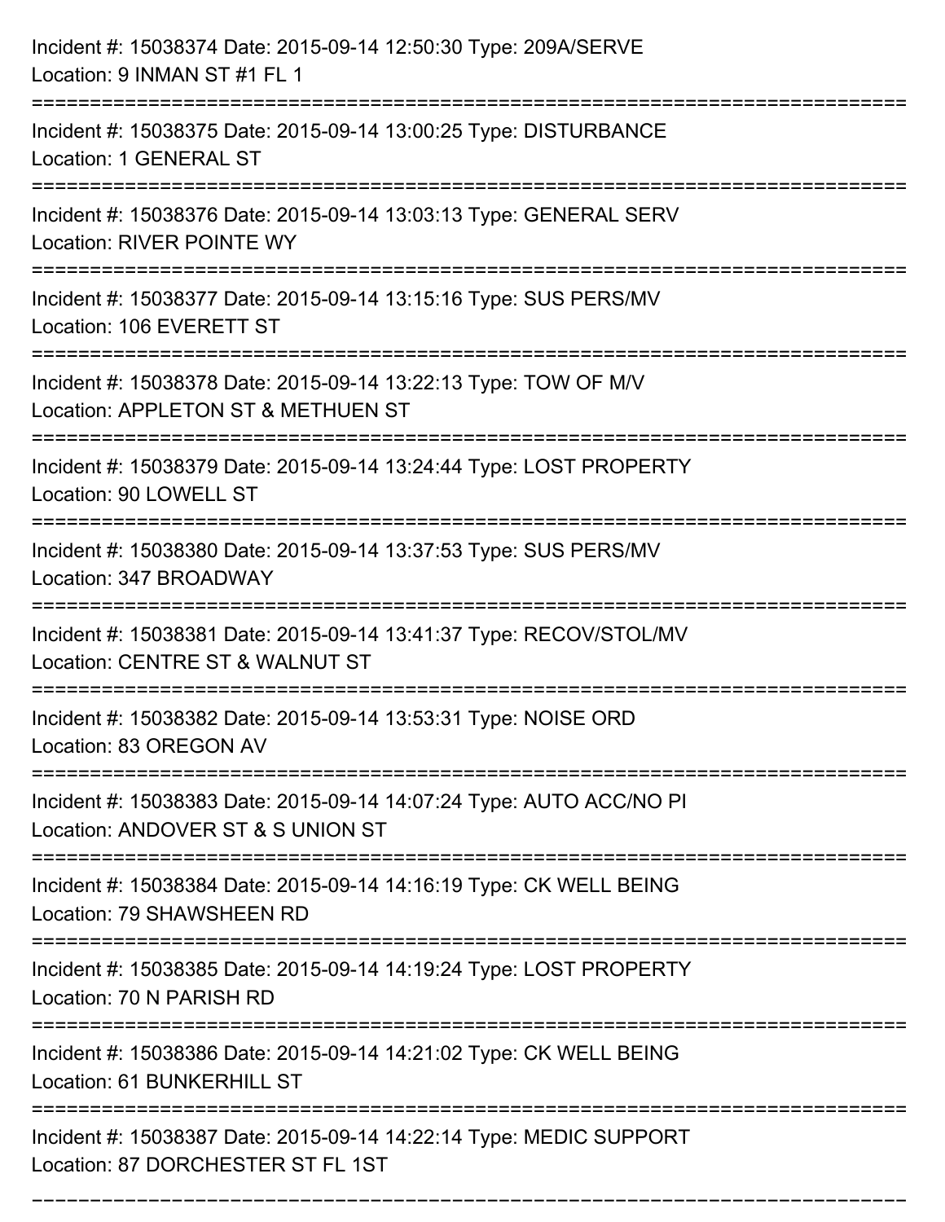Incident #: 15038374 Date: 2015-09-14 12:50:30 Type: 209A/SERVE
Location: 9 INMAN ST #1 FL 1

===========================================================================

Incident #: 15038375 Date: 2015-09-14 13:00:25 Type: DISTURBANCE
Location: 1 GENERAL ST

===========================================================================

Incident #: 15038376 Date: 2015-09-14 13:03:13 Type: GENERAL SERV
Location: RIVER POINTE WY

===========================================================================

Incident #: 15038377 Date: 2015-09-14 13:15:16 Type: SUS PERS/MV
Location: 106 EVERETT ST

===========================================================================

Incident #: 15038378 Date: 2015-09-14 13:22:13 Type: TOW OF M/V
Location: APPLETON ST & METHUEN ST

===========================================================================

Incident #: 15038379 Date: 2015-09-14 13:24:44 Type: LOST PROPERTY
Location: 90 LOWELL ST

===========================================================================

Incident #: 15038380 Date: 2015-09-14 13:37:53 Type: SUS PERS/MV
Location: 347 BROADWAY

===========================================================================

Incident #: 15038381 Date: 2015-09-14 13:41:37 Type: RECOV/STOL/MV
Location: CENTRE ST & WALNUT ST

===========================================================================

Incident #: 15038382 Date: 2015-09-14 13:53:31 Type: NOISE ORD
Location: 83 OREGON AV

===========================================================================

Incident #: 15038383 Date: 2015-09-14 14:07:24 Type: AUTO ACC/NO PI
Location: ANDOVER ST & S UNION ST

===========================================================================

Incident #: 15038384 Date: 2015-09-14 14:16:19 Type: CK WELL BEING
Location: 79 SHAWSHEEN RD

===========================================================================

Incident #: 15038385 Date: 2015-09-14 14:19:24 Type: LOST PROPERTY
Location: 70 N PARISH RD

===========================================================================

Incident #: 15038386 Date: 2015-09-14 14:21:02 Type: CK WELL BEING
Location: 61 BUNKERHILL ST

===========================================================================

Incident #: 15038387 Date: 2015-09-14 14:22:14 Type: MEDIC SUPPORT
Location: 87 DORCHESTER ST FL 1ST

===========================================================================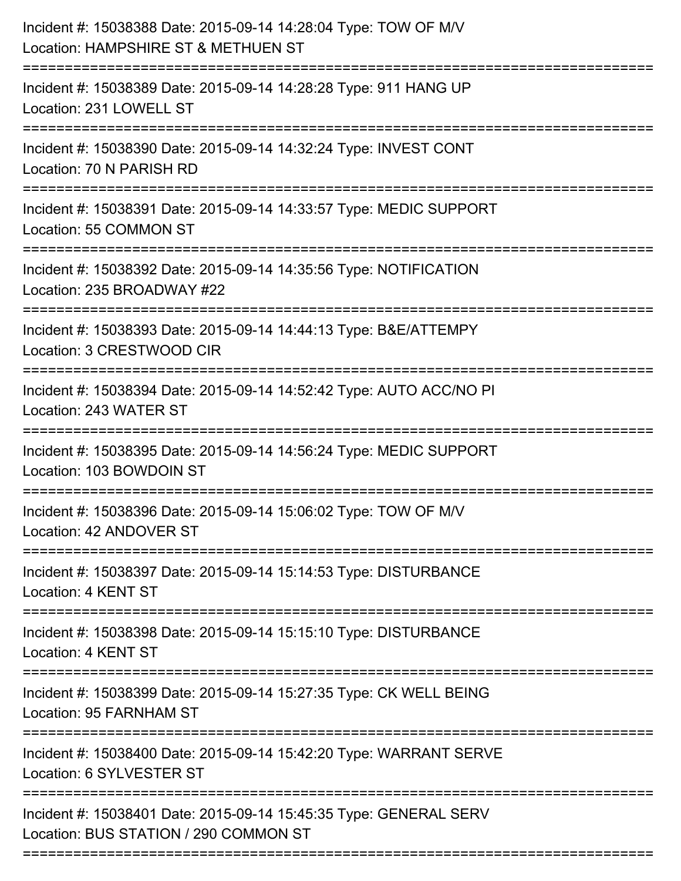Incident #: 15038388 Date: 2015-09-14 14:28:04 Type: TOW OF M/V
Location: HAMPSHIRE ST & METHUEN ST

===========================================================================

Incident #: 15038389 Date: 2015-09-14 14:28:28 Type: 911 HANG UP
Location: 231 LOWELL ST

===========================================================================

Incident #: 15038390 Date: 2015-09-14 14:32:24 Type: INVEST CONT
Location: 70 N PARISH RD

===========================================================================

Incident #: 15038391 Date: 2015-09-14 14:33:57 Type: MEDIC SUPPORT
Location: 55 COMMON ST

===========================================================================

Incident #: 15038392 Date: 2015-09-14 14:35:56 Type: NOTIFICATION
Location: 235 BROADWAY #22

===========================================================================

Incident #: 15038393 Date: 2015-09-14 14:44:13 Type: B&E/ATTEMPY
Location: 3 CRESTWOOD CIR

===========================================================================

Incident #: 15038394 Date: 2015-09-14 14:52:42 Type: AUTO ACC/NO PI
Location: 243 WATER ST

===========================================================================

Incident #: 15038395 Date: 2015-09-14 14:56:24 Type: MEDIC SUPPORT
Location: 103 BOWDOIN ST

===========================================================================

Incident #: 15038396 Date: 2015-09-14 15:06:02 Type: TOW OF M/V
Location: 42 ANDOVER ST

===========================================================================

Incident #: 15038397 Date: 2015-09-14 15:14:53 Type: DISTURBANCE
Location: 4 KENT ST

===========================================================================

Incident #: 15038398 Date: 2015-09-14 15:15:10 Type: DISTURBANCE
Location: 4 KENT ST

===========================================================================

Incident #: 15038399 Date: 2015-09-14 15:27:35 Type: CK WELL BEING
Location: 95 FARNHAM ST

===========================================================================

Incident #: 15038400 Date: 2015-09-14 15:42:20 Type: WARRANT SERVE
Location: 6 SYLVESTER ST

===========================================================================

Incident #: 15038401 Date: 2015-09-14 15:45:35 Type: GENERAL SERV
Location: BUS STATION / 290 COMMON ST

===========================================================================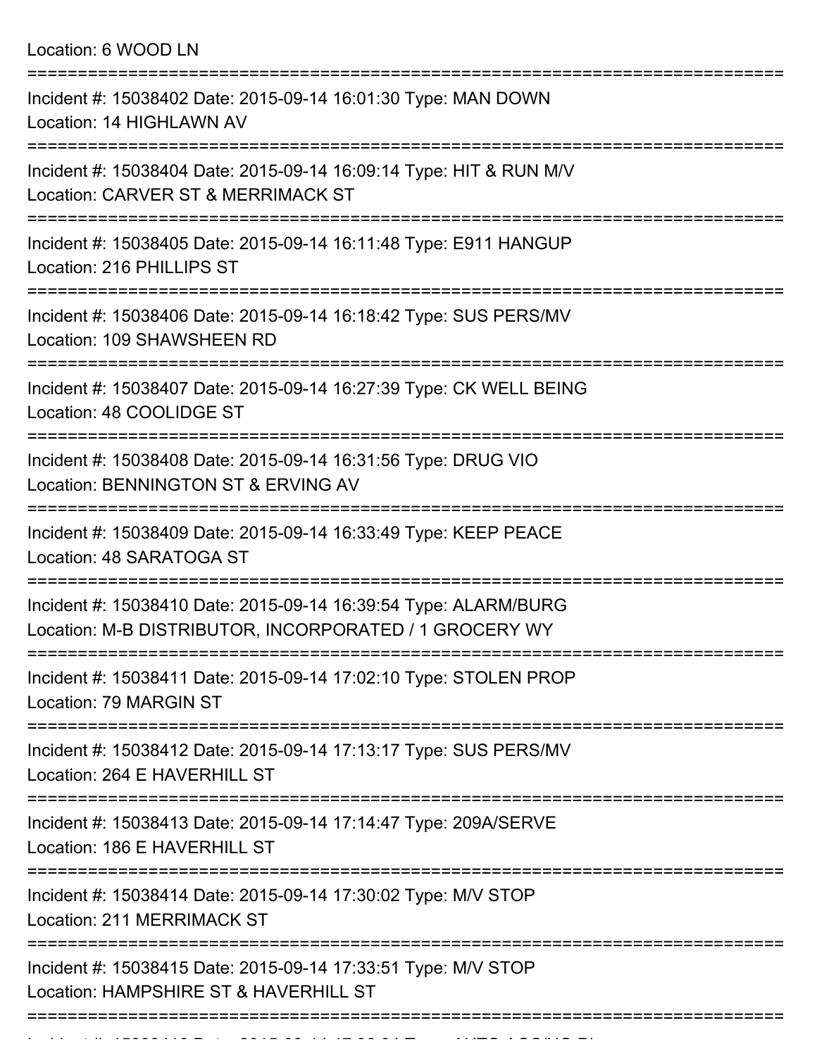Location: 6 WOOD LN

===========================================================================

Incident #: 15038402 Date: 2015-09-14 16:01:30 Type: MAN DOWN
Location: 14 HIGHLAWN AV

===========================================================================

Incident #: 15038404 Date: 2015-09-14 16:09:14 Type: HIT & RUN M/V
Location: CARVER ST & MERRIMACK ST

===========================================================================

Incident #: 15038405 Date: 2015-09-14 16:11:48 Type: E911 HANGUP
Location: 216 PHILLIPS ST

===========================================================================

Incident #: 15038406 Date: 2015-09-14 16:18:42 Type: SUS PERS/MV
Location: 109 SHAWSHEEN RD

===========================================================================

Incident #: 15038407 Date: 2015-09-14 16:27:39 Type: CK WELL BEING
Location: 48 COOLIDGE ST

===========================================================================

Incident #: 15038408 Date: 2015-09-14 16:31:56 Type: DRUG VIO
Location: BENNINGTON ST & ERVING AV

===========================================================================

Incident #: 15038409 Date: 2015-09-14 16:33:49 Type: KEEP PEACE
Location: 48 SARATOGA ST

===========================================================================

Incident #: 15038410 Date: 2015-09-14 16:39:54 Type: ALARM/BURG
Location: M-B DISTRIBUTOR, INCORPORATED / 1 GROCERY WY

===========================================================================

Incident #: 15038411 Date: 2015-09-14 17:02:10 Type: STOLEN PROP
Location: 79 MARGIN ST

===========================================================================

Incident #: 15038412 Date: 2015-09-14 17:13:17 Type: SUS PERS/MV
Location: 264 E HAVERHILL ST

===========================================================================

Incident #: 15038413 Date: 2015-09-14 17:14:47 Type: 209A/SERVE
Location: 186 E HAVERHILL ST

===========================================================================

Incident #: 15038414 Date: 2015-09-14 17:30:02 Type: M/V STOP
Location: 211 MERRIMACK ST

===========================================================================

Incident #: 15038415 Date: 2015-09-14 17:33:51 Type: M/V STOP
Location: HAMPSHIRE ST & HAVERHILL ST

===========================================================================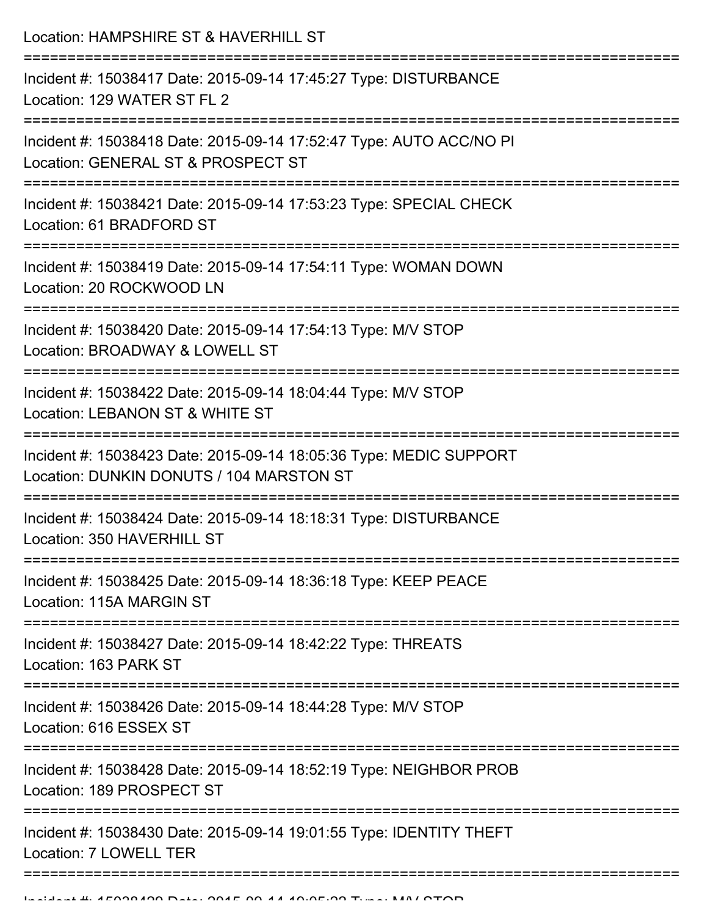Location: HAMPSHIRE ST & HAVERHILL ST

===========================================================================

Incident #: 15038417 Date: 2015-09-14 17:45:27 Type: DISTURBANCE
Location: 129 WATER ST FL 2

===========================================================================

Incident #: 15038418 Date: 2015-09-14 17:52:47 Type: AUTO ACC/NO PI
Location: GENERAL ST & PROSPECT ST

===========================================================================

Incident #: 15038421 Date: 2015-09-14 17:53:23 Type: SPECIAL CHECK
Location: 61 BRADFORD ST

===========================================================================

Incident #: 15038419 Date: 2015-09-14 17:54:11 Type: WOMAN DOWN
Location: 20 ROCKWOOD LN

===========================================================================

Incident #: 15038420 Date: 2015-09-14 17:54:13 Type: M/V STOP
Location: BROADWAY & LOWELL ST

===========================================================================

Incident #: 15038422 Date: 2015-09-14 18:04:44 Type: M/V STOP
Location: LEBANON ST & WHITE ST

===========================================================================

Incident #: 15038423 Date: 2015-09-14 18:05:36 Type: MEDIC SUPPORT
Location: DUNKIN DONUTS / 104 MARSTON ST

===========================================================================

Incident #: 15038424 Date: 2015-09-14 18:18:31 Type: DISTURBANCE
Location: 350 HAVERHILL ST

===========================================================================

Incident #: 15038425 Date: 2015-09-14 18:36:18 Type: KEEP PEACE
Location: 115A MARGIN ST

===========================================================================

Incident #: 15038427 Date: 2015-09-14 18:42:22 Type: THREATS
Location: 163 PARK ST

===========================================================================

Incident #: 15038426 Date: 2015-09-14 18:44:28 Type: M/V STOP
Location: 616 ESSEX ST

===========================================================================

Incident #: 15038428 Date: 2015-09-14 18:52:19 Type: NEIGHBOR PROB
Location: 189 PROSPECT ST

===========================================================================

Incident #: 15038430 Date: 2015-09-14 19:01:55 Type: IDENTITY THEFT
Location: 7 LOWELL TER

===========================================================================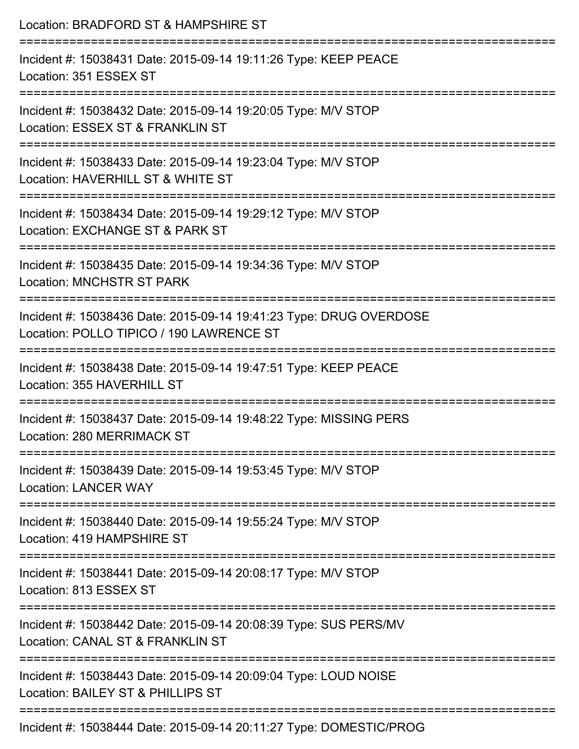Location: BRADFORD ST & HAMPSHIRE ST

===========================================================================

Incident #: 15038431 Date: 2015-09-14 19:11:26 Type: KEEP PEACE
Location: 351 ESSEX ST

===========================================================================

Incident #: 15038432 Date: 2015-09-14 19:20:05 Type: M/V STOP
Location: ESSEX ST & FRANKLIN ST

===========================================================================

Incident #: 15038433 Date: 2015-09-14 19:23:04 Type: M/V STOP
Location: HAVERHILL ST & WHITE ST

===========================================================================

Incident #: 15038434 Date: 2015-09-14 19:29:12 Type: M/V STOP
Location: EXCHANGE ST & PARK ST

===========================================================================

Incident #: 15038435 Date: 2015-09-14 19:34:36 Type: M/V STOP
Location: MNCHSTR ST PARK

===========================================================================

Incident #: 15038436 Date: 2015-09-14 19:41:23 Type: DRUG OVERDOSE
Location: POLLO TIPICO / 190 LAWRENCE ST

===========================================================================

Incident #: 15038438 Date: 2015-09-14 19:47:51 Type: KEEP PEACE
Location: 355 HAVERHILL ST

===========================================================================

Incident #: 15038437 Date: 2015-09-14 19:48:22 Type: MISSING PERS
Location: 280 MERRIMACK ST

===========================================================================

Incident #: 15038439 Date: 2015-09-14 19:53:45 Type: M/V STOP
Location: LANCER WAY

===========================================================================

Incident #: 15038440 Date: 2015-09-14 19:55:24 Type: M/V STOP
Location: 419 HAMPSHIRE ST

===========================================================================

Incident #: 15038441 Date: 2015-09-14 20:08:17 Type: M/V STOP
Location: 813 ESSEX ST

===========================================================================

Incident #: 15038442 Date: 2015-09-14 20:08:39 Type: SUS PERS/MV
Location: CANAL ST & FRANKLIN ST

===========================================================================

Incident #: 15038443 Date: 2015-09-14 20:09:04 Type: LOUD NOISE
Location: BAILEY ST & PHILLIPS ST

===========================================================================

Incident #: 15038444 Date: 2015-09-14 20:11:27 Type: DOMESTIC/PROG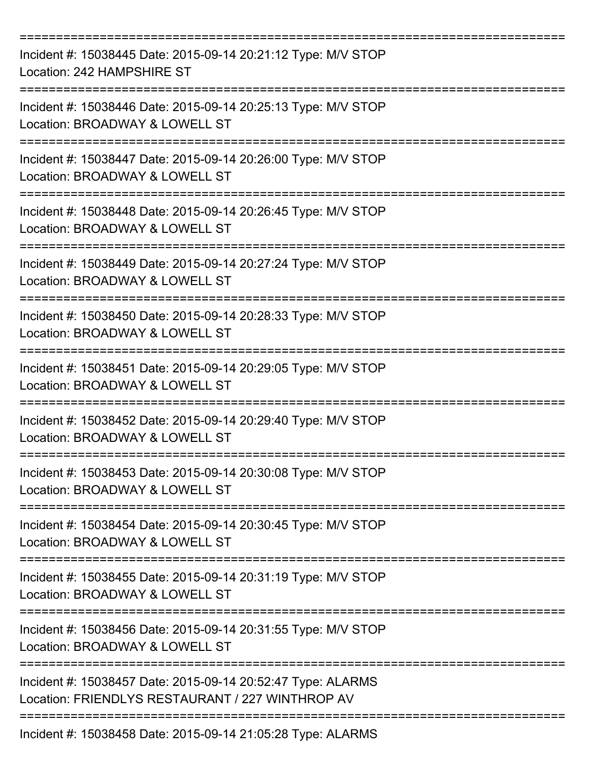===========================================================================

Incident #: 15038445 Date: 2015-09-14 20:21:12 Type: M/V STOP
Location: 242 HAMPSHIRE ST

===========================================================================

Incident #: 15038446 Date: 2015-09-14 20:25:13 Type: M/V STOP
Location: BROADWAY & LOWELL ST

===========================================================================

Incident #: 15038447 Date: 2015-09-14 20:26:00 Type: M/V STOP
Location: BROADWAY & LOWELL ST

===========================================================================

Incident #: 15038448 Date: 2015-09-14 20:26:45 Type: M/V STOP
Location: BROADWAY & LOWELL ST

===========================================================================

Incident #: 15038449 Date: 2015-09-14 20:27:24 Type: M/V STOP
Location: BROADWAY & LOWELL ST

===========================================================================

Incident #: 15038450 Date: 2015-09-14 20:28:33 Type: M/V STOP
Location: BROADWAY & LOWELL ST

===========================================================================

Incident #: 15038451 Date: 2015-09-14 20:29:05 Type: M/V STOP
Location: BROADWAY & LOWELL ST

===========================================================================

Incident #: 15038452 Date: 2015-09-14 20:29:40 Type: M/V STOP
Location: BROADWAY & LOWELL ST

===========================================================================

Incident #: 15038453 Date: 2015-09-14 20:30:08 Type: M/V STOP
Location: BROADWAY & LOWELL ST

===========================================================================

Incident #: 15038454 Date: 2015-09-14 20:30:45 Type: M/V STOP
Location: BROADWAY & LOWELL ST

===========================================================================

Incident #: 15038455 Date: 2015-09-14 20:31:19 Type: M/V STOP
Location: BROADWAY & LOWELL ST

===========================================================================

Incident #: 15038456 Date: 2015-09-14 20:31:55 Type: M/V STOP
Location: BROADWAY & LOWELL ST

===========================================================================

Incident #: 15038457 Date: 2015-09-14 20:52:47 Type: ALARMS
Location: FRIENDLYS RESTAURANT / 227 WINTHROP AV

===========================================================================

Incident #: 15038458 Date: 2015-09-14 21:05:28 Type: ALARMS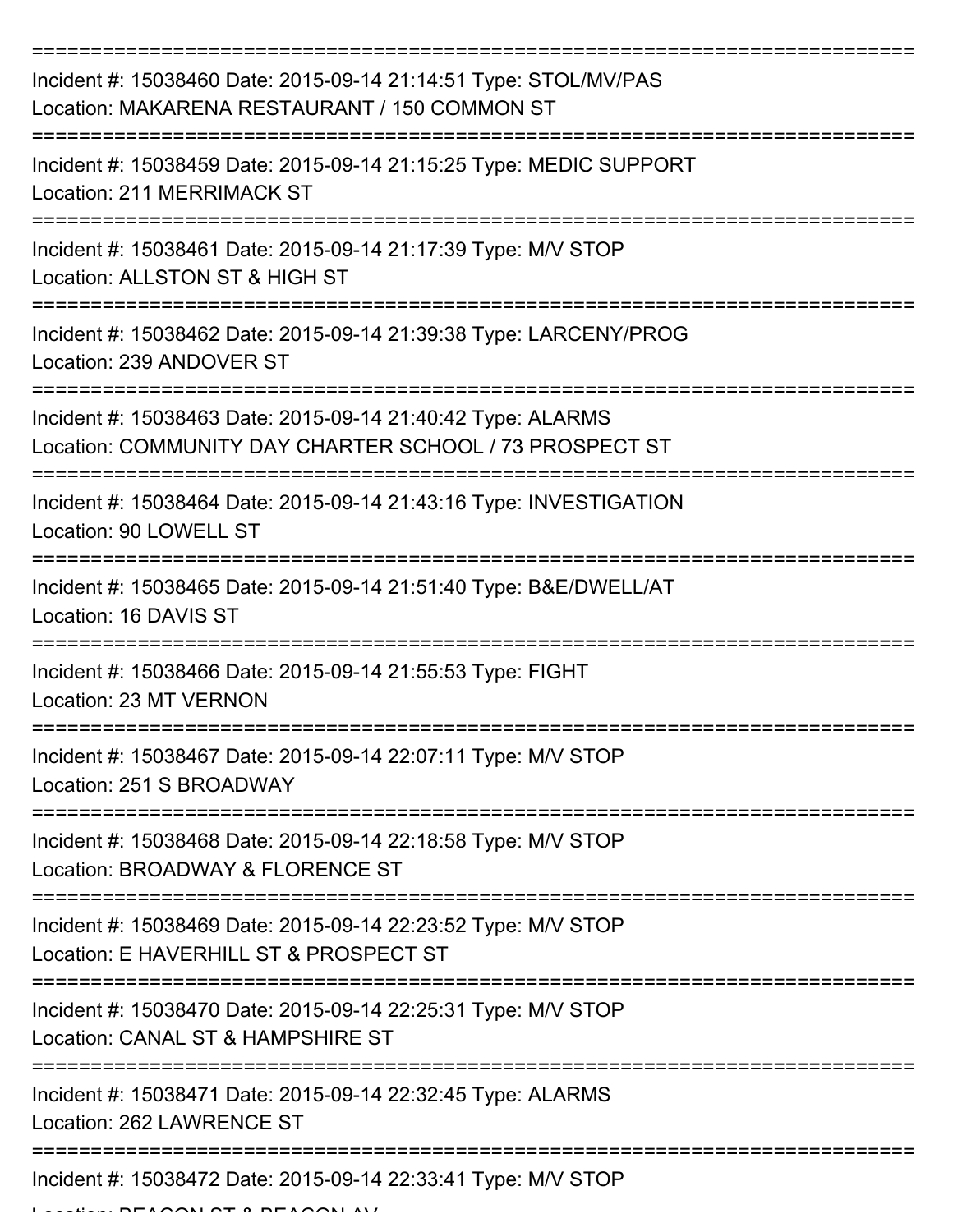===========================================================================

Incident #: 15038460 Date: 2015-09-14 21:14:51 Type: STOL/MV/PAS
Location: MAKARENA RESTAURANT / 150 COMMON ST

===========================================================================

Incident #: 15038459 Date: 2015-09-14 21:15:25 Type: MEDIC SUPPORT
Location: 211 MERRIMACK ST

===========================================================================

Incident #: 15038461 Date: 2015-09-14 21:17:39 Type: M/V STOP
Location: ALLSTON ST & HIGH ST

===========================================================================

Incident #: 15038462 Date: 2015-09-14 21:39:38 Type: LARCENY/PROG
Location: 239 ANDOVER ST

===========================================================================

Incident #: 15038463 Date: 2015-09-14 21:40:42 Type: ALARMS
Location: COMMUNITY DAY CHARTER SCHOOL / 73 PROSPECT ST

===========================================================================

Incident #: 15038464 Date: 2015-09-14 21:43:16 Type: INVESTIGATION
Location: 90 LOWELL ST

===========================================================================

Incident #: 15038465 Date: 2015-09-14 21:51:40 Type: B&E/DWELL/AT
Location: 16 DAVIS ST

===========================================================================

Incident #: 15038466 Date: 2015-09-14 21:55:53 Type: FIGHT
Location: 23 MT VERNON

===========================================================================

Incident #: 15038467 Date: 2015-09-14 22:07:11 Type: M/V STOP
Location: 251 S BROADWAY

===========================================================================

Incident #: 15038468 Date: 2015-09-14 22:18:58 Type: M/V STOP
Location: BROADWAY & FLORENCE ST

===========================================================================

Incident #: 15038469 Date: 2015-09-14 22:23:52 Type: M/V STOP
Location: E HAVERHILL ST & PROSPECT ST

===========================================================================

Incident #: 15038470 Date: 2015-09-14 22:25:31 Type: M/V STOP
Location: CANAL ST & HAMPSHIRE ST

===========================================================================

Incident #: 15038471 Date: 2015-09-14 22:32:45 Type: ALARMS
Location: 262 LAWRENCE ST

===========================================================================

Incident #: 15038472 Date: 2015-09-14 22:33:41 Type: M/V STOP
Location: BEACON ST & BEACON AV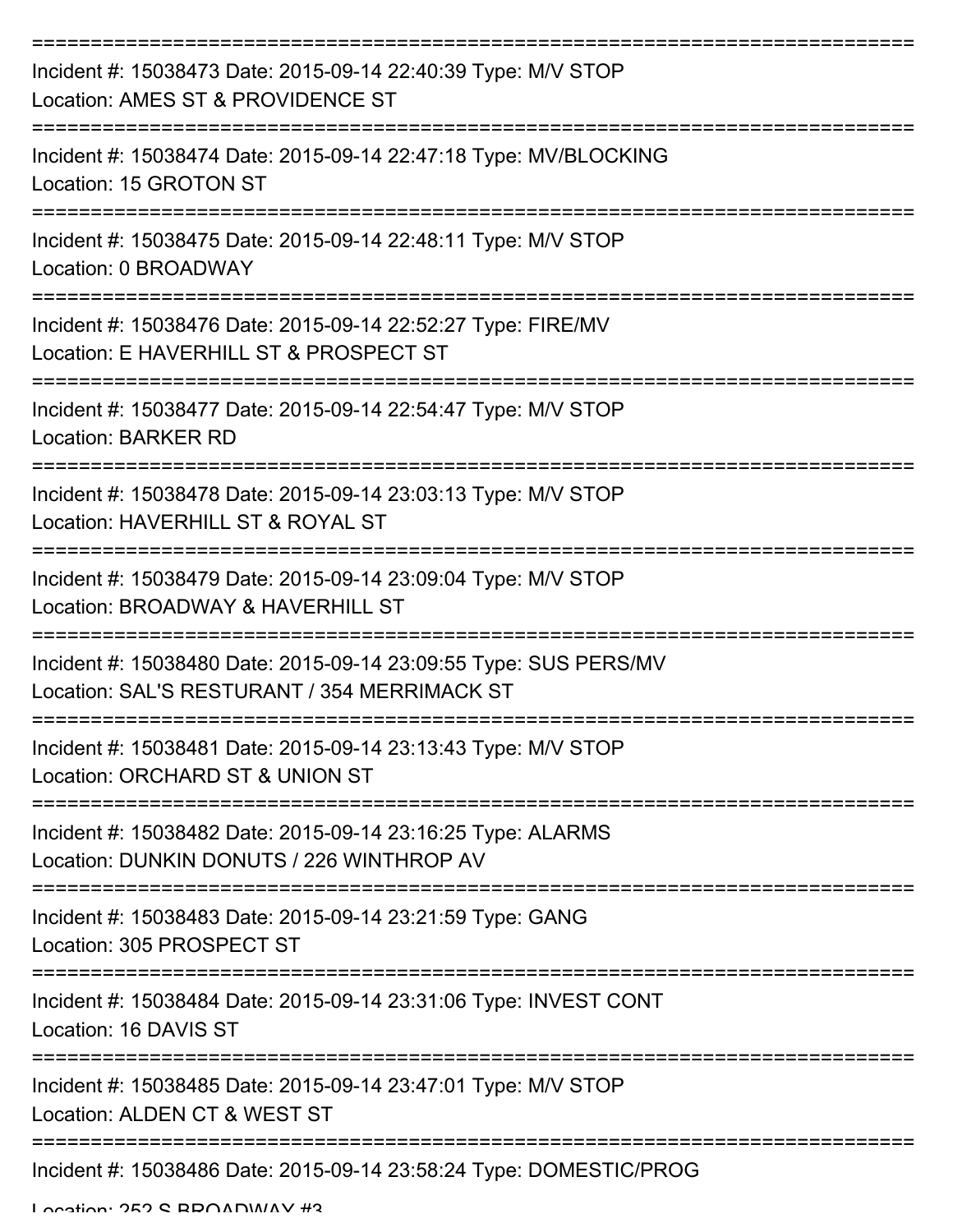===========================================================================
Incident #: 15038473 Date: 2015-09-14 22:40:39 Type: M/V STOP
Location: AMES ST & PROVIDENCE ST
===========================================================================
Incident #: 15038474 Date: 2015-09-14 22:47:18 Type: MV/BLOCKING
Location: 15 GROTON ST
===========================================================================
Incident #: 15038475 Date: 2015-09-14 22:48:11 Type: M/V STOP
Location: 0 BROADWAY
===========================================================================
Incident #: 15038476 Date: 2015-09-14 22:52:27 Type: FIRE/MV
Location: E HAVERHILL ST & PROSPECT ST
===========================================================================
Incident #: 15038477 Date: 2015-09-14 22:54:47 Type: M/V STOP
Location: BARKER RD
===========================================================================
Incident #: 15038478 Date: 2015-09-14 23:03:13 Type: M/V STOP
Location: HAVERHILL ST & ROYAL ST
===========================================================================
Incident #: 15038479 Date: 2015-09-14 23:09:04 Type: M/V STOP
Location: BROADWAY & HAVERHILL ST
===========================================================================
Incident #: 15038480 Date: 2015-09-14 23:09:55 Type: SUS PERS/MV
Location: SAL'S RESTURANT / 354 MERRIMACK ST
===========================================================================
Incident #: 15038481 Date: 2015-09-14 23:13:43 Type: M/V STOP
Location: ORCHARD ST & UNION ST
===========================================================================
Incident #: 15038482 Date: 2015-09-14 23:16:25 Type: ALARMS
Location: DUNKIN DONUTS / 226 WINTHROP AV
===========================================================================
Incident #: 15038483 Date: 2015-09-14 23:21:59 Type: GANG
Location: 305 PROSPECT ST
===========================================================================
Incident #: 15038484 Date: 2015-09-14 23:31:06 Type: INVEST CONT
Location: 16 DAVIS ST
===========================================================================
Incident #: 15038485 Date: 2015-09-14 23:47:01 Type: M/V STOP
Location: ALDEN CT & WEST ST
===========================================================================
Incident #: 15038486 Date: 2015-09-14 23:58:24 Type: DOMESTIC/PROG
Location: 252 S BROADWAY #3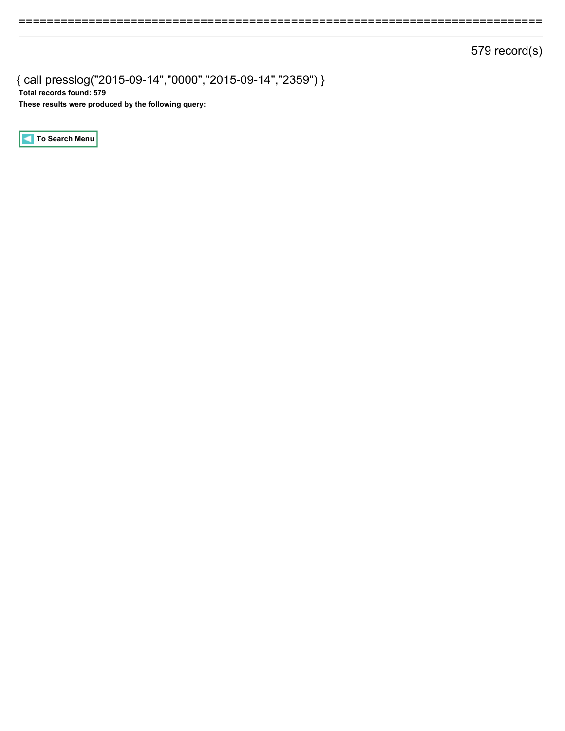==============================================================================

579 record(s)

{ call presslog("2015-09-14","0000","2015-09-14","2359") }

**Total records found: 579**

**These results were produced by the following query:**

**To Search Menu**